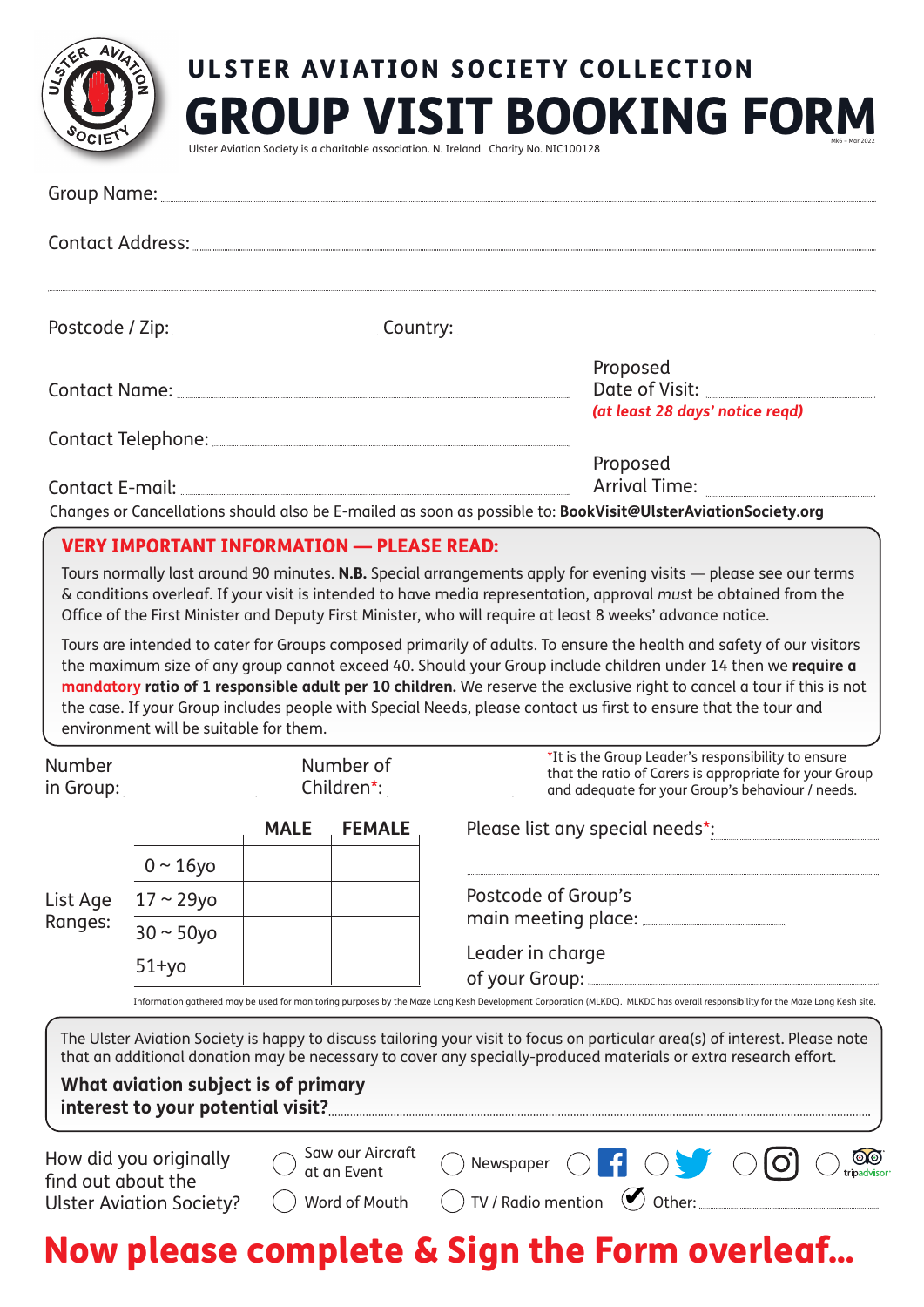# ULSTER AVIATION SOCIETY COLLECTION

# GROUP VISIT BOOKING FORM

Ulster Aviation Society is a charitable association. N. Ireland Charity No. NIC100128

Mk6 – Mar 2022

Group Name: ..........................................................................................

Contact Address: ..........................................................................................

..........................................................................................

Postcode / Zip: ........................ Country: ........................

Contact Name: ........................ Proposed Date of Visit: ........................
*(at least 28 days' notice reqd)*

Contact Telephone: ........................

Contact E-mail: ........................ Proposed Arrival Time: ........................

Changes or Cancellations should also be E-mailed as soon as possible to: **BookVisit@UlsterAviationSociety.org**

## VERY IMPORTANT INFORMATION — PLEASE READ:

Tours normally last around 90 minutes. **N.B.** Special arrangements apply for evening visits — please see our terms & conditions overleaf. If your visit is intended to have media representation, approval *must* be obtained from the Office of the First Minister and Deputy First Minister, who will require at least 8 weeks' advance notice.

Tours are intended to cater for Groups composed primarily of adults. To ensure the health and safety of our visitors the maximum size of any group cannot exceed 40. Should your Group include children under 14 then we **require a mandatory ratio of 1 responsible adult per 10 children.** We reserve the exclusive right to cancel a tour if this is not the case. If your Group includes people with Special Needs, please contact us first to ensure that the tour and environment will be suitable for them.

Number in Group: ........................ Number of Children*: ........................

*It is the Group Leader's responsibility to ensure that the ratio of Carers is appropriate for your Group and adequate for your Group's behaviour / needs.

List Age Ranges:

| | MALE | FEMALE |
|---|---|---|
| 0 ~ 16yo | | |
| 17 ~ 29yo | | |
| 30 ~ 50yo | | |
| 51+yo | | |

Please list any special needs*: ........................

Postcode of Group's main meeting place: ........................

Leader in charge of your Group: ........................

Information gathered may be used for monitoring purposes by the Maze Long Kesh Development Corporation (MLKDC). MLKDC has overall responsibility for the Maze Long Kesh site.

The Ulster Aviation Society is happy to discuss tailoring your visit to focus on particular area(s) of interest. Please note that an additional donation may be necessary to cover any specially-produced materials or extra research effort.

**What aviation subject is of primary interest to your potential visit?** ........................

How did you originally find out about the Ulster Aviation Society?

- ○ Saw our Aircraft at an Event
- ○ Word of Mouth
- ○ Newspaper
- ○ TV / Radio mention
- ○ Facebook
- ○ Twitter
- ○ Instagram
- ○ tripadvisor
- ✔ Other: ........................

# Now please complete & Sign the Form overleaf...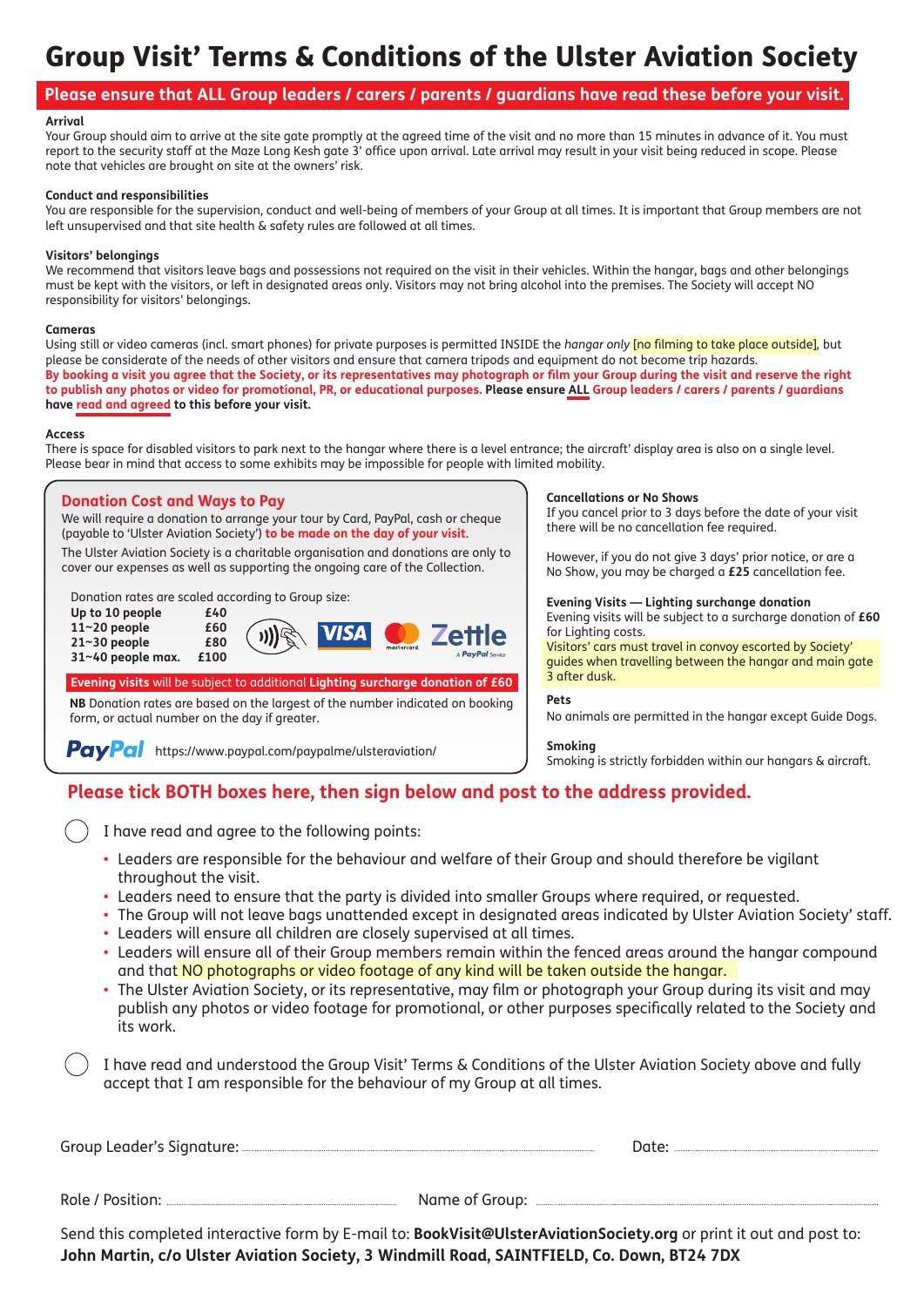# Group Visit' Terms & Conditions of the Ulster Aviation Society

**Please ensure that ALL Group leaders / carers / parents / guardians have read these before your visit.**

### Arrival

Your Group should aim to arrive at the site gate promptly at the agreed time of the visit and no more than 15 minutes in advance of it. You must report to the security staff at the Maze Long Kesh gate 3' office upon arrival. Late arrival may result in your visit being reduced in scope. Please note that vehicles are brought on site at the owners' risk.

### Conduct and responsibilities

You are responsible for the supervision, conduct and well-being of members of your Group at all times. It is important that Group members are not left unsupervised and that site health & safety rules are followed at all times.

### Visitors' belongings

We recommend that visitors leave bags and possessions not required on the visit in their vehicles. Within the hangar, bags and other belongings must be kept with the visitors, or left in designated areas only. Visitors may not bring alcohol into the premises. The Society will accept NO responsibility for visitors' belongings.

### Cameras

Using still or video cameras (incl. smart phones) for private purposes is permitted INSIDE the *hangar only* [no filming to take place outside], but please be considerate of the needs of other visitors and ensure that camera tripods and equipment do not become trip hazards.
**By booking a visit you agree that the Society, or its representatives may photograph or film your Group during the visit and reserve the right to publish any photos or video for promotional, PR, or educational purposes. Please ensure ALL Group leaders / carers / parents / guardians have read and agreed to this before your visit.**

### Access

There is space for disabled visitors to park next to the hangar where there is a level entrance; the aircraft' display area is also on a single level. Please bear in mind that access to some exhibits may be impossible for people with limited mobility.

### Donation Cost and Ways to Pay

We will require a donation to arrange your tour by Card, PayPal, cash or cheque (payable to 'Ulster Aviation Society') **to be made on the day of your visit.**

The Ulster Aviation Society is a charitable organisation and donations are only to cover our expenses as well as supporting the ongoing care of the Collection.

Donation rates are scaled according to Group size:

| | |
|---|---|
| **Up to 10 people** | **£40** |
| **11~20 people** | **£60** |
| **21~30 people** | **£80** |
| **31~40 people max.** | **£100** |

**Evening visits will be subject to additional Lighting surcharge donation of £60**

**NB** Donation rates are based on the largest of the number indicated on booking form, or actual number on the day if greater.

PayPal https://www.paypal.com/paypalme/ulsteraviation/

### Cancellations or No Shows

If you cancel prior to 3 days before the date of your visit there will be no cancellation fee required.

However, if you do not give 3 days' prior notice, or are a No Show, you may be charged a **£25** cancellation fee.

### Evening Visits — Lighting surcharge donation

Evening visits will be subject to a surcharge donation of **£60** for Lighting costs.
Visitors' cars must travel in convoy escorted by Society' guides when travelling between the hangar and main gate 3 after dusk.

### Pets

No animals are permitted in the hangar except Guide Dogs.

### Smoking

Smoking is strictly forbidden within our hangars & aircraft.

## Please tick BOTH boxes here, then sign below and post to the address provided.

○ I have read and agree to the following points:

- Leaders are responsible for the behaviour and welfare of their Group and should therefore be vigilant throughout the visit.
- Leaders need to ensure that the party is divided into smaller Groups where required, or requested.
- The Group will not leave bags unattended except in designated areas indicated by Ulster Aviation Society' staff.
- Leaders will ensure all children are closely supervised at all times.
- Leaders will ensure all of their Group members remain within the fenced areas around the hangar compound and that NO photographs or video footage of any kind will be taken outside the hangar.
- The Ulster Aviation Society, or its representative, may film or photograph your Group during its visit and may publish any photos or video footage for promotional, or other purposes specifically related to the Society and its work.

○ I have read and understood the Group Visit' Terms & Conditions of the Ulster Aviation Society above and fully accept that I am responsible for the behaviour of my Group at all times.

Group Leader's Signature: .................................................. Date: ..............................

Role / Position: .............................................. Name of Group: ..................................................

Send this completed interactive form by E-mail to: **BookVisit@UlsterAviationSociety.org** or print it out and post to: **John Martin, c/o Ulster Aviation Society, 3 Windmill Road, SAINTFIELD, Co. Down, BT24 7DX**